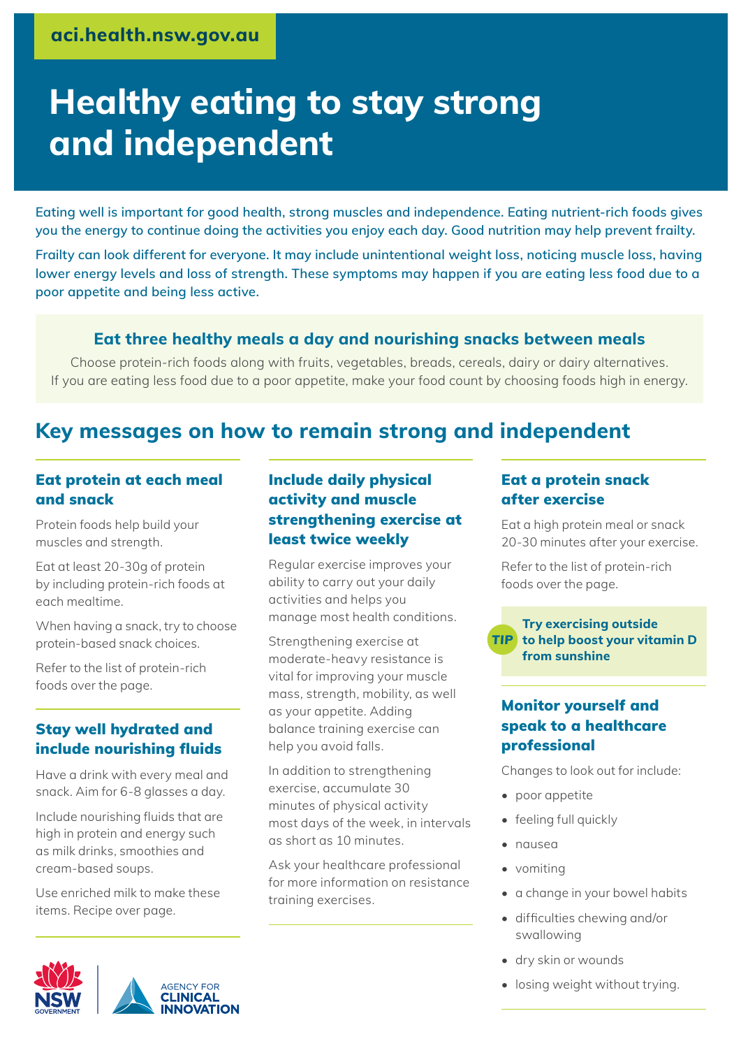aci.health.nsw.gov.au

# Healthy eating to stay strong and independent

**Eating well is important for good health, strong muscles and independence. Eating nutrient-rich foods gives you the energy to continue doing the activities you enjoy each day. Good nutrition may help prevent frailty.**

**Frailty can look different for everyone. It may include unintentional weight loss, noticing muscle loss, having lower energy levels and loss of strength. These symptoms may happen if you are eating less food due to a poor appetite and being less active.**

### Eat three healthy meals a day and nourishing snacks between meals

Choose protein-rich foods along with fruits, vegetables, breads, cereals, dairy or dairy alternatives. If you are eating less food due to a poor appetite, make your food count by choosing foods high in energy.

## Key messages on how to remain strong and independent

### Eat protein at each meal and snack

Protein foods help build your muscles and strength.

Eat at least 20-30g of protein by including protein-rich foods at each mealtime.

When having a snack, try to choose protein-based snack choices.

Refer to the list of protein-rich foods over the page.

### Stay well hydrated and include nourishing fluids

Have a drink with every meal and snack. Aim for 6-8 glasses a day.

Include nourishing fluids that are high in protein and energy such as milk drinks, smoothies and cream-based soups.

Use enriched milk to make these items. Recipe over page.

### Include daily physical activity and muscle strengthening exercise at least twice weekly

Regular exercise improves your ability to carry out your daily activities and helps you manage most health conditions.

Strengthening exercise at moderate-heavy resistance is vital for improving your muscle mass, strength, mobility, as well as your appetite. Adding balance training exercise can help you avoid falls.

In addition to strengthening exercise, accumulate 30 minutes of physical activity most days of the week, in intervals as short as 10 minutes.

Ask your healthcare professional for more information on resistance training exercises.

### Eat a protein snack after exercise

Eat a high protein meal or snack 20-30 minutes after your exercise.

Refer to the list of protein-rich foods over the page.

**TIP: Try exercising outside to help boost your vitamin D from sunshine**

### Monitor yourself and speak to a healthcare professional

Changes to look out for include:

- poor appetite
- feeling full quickly
- nausea
- vomiting
- a change in your bowel habits
- difficulties chewing and/or swallowing
- dry skin or wounds
- losing weight without trying.

NSW Government | Agency for Clinical Innovation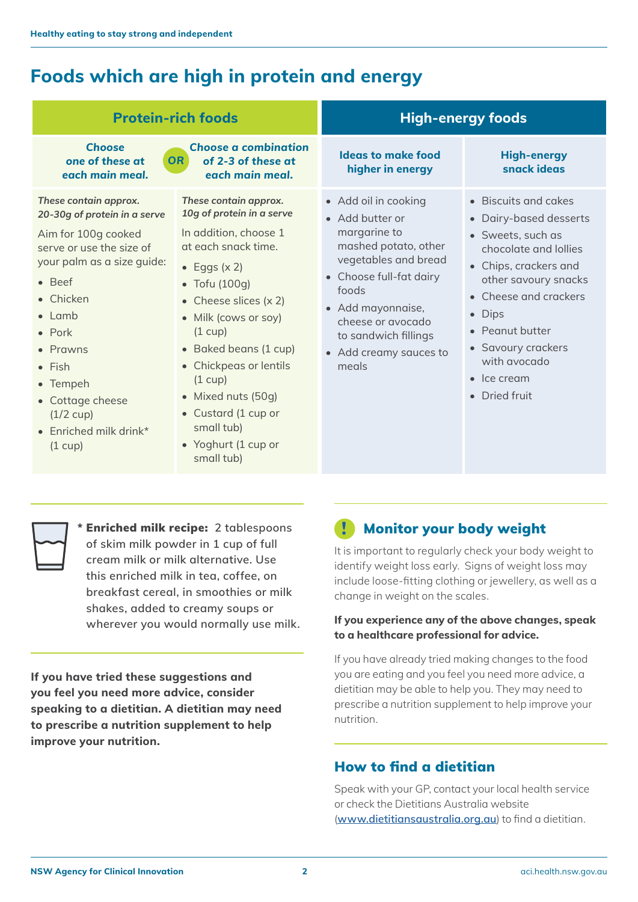# Foods which are high in protein and energy

## Protein-rich foods

*Choose one of these at each main meal.* **OR** *Choose a combination of 2-3 of these at each main meal.*

### Choose one of these at each main meal

***These contain approx. 20-30g of protein in a serve***

Aim for 100g cooked serve or use the size of your palm as a size guide:

- Beef
- Chicken
- Lamb
- Pork
- Prawns
- Fish
- Tempeh
- Cottage cheese (1/2 cup)
- Enriched milk drink* (1 cup)

### Choose a combination of 2-3 of these at each main meal

***These contain approx. 10g of protein in a serve***

In addition, choose 1 at each snack time.

- Eggs (x 2)
- Tofu (100g)
- Cheese slices (x 2)
- Milk (cows or soy) (1 cup)
- Baked beans (1 cup)
- Chickpeas or lentils (1 cup)
- Mixed nuts (50g)
- Custard (1 cup or small tub)
- Yoghurt (1 cup or small tub)

## High-energy foods

### Ideas to make food higher in energy

- Add oil in cooking
- Add butter or margarine to mashed potato, other vegetables and bread
- Choose full-fat dairy foods
- Add mayonnaise, cheese or avocado to sandwich fillings
- Add creamy sauces to meals

### High-energy snack ideas

- Biscuits and cakes
- Dairy-based desserts
- Sweets, such as chocolate and lollies
- Chips, crackers and other savoury snacks
- Cheese and crackers
- Dips
- Peanut butter
- Savoury crackers with avocado
- Ice cream
- Dried fruit

\* **Enriched milk recipe:** 2 tablespoons of skim milk powder in 1 cup of full cream milk or milk alternative. Use this enriched milk in tea, coffee, on breakfast cereal, in smoothies or milk shakes, added to creamy soups or wherever you would normally use milk.

**If you have tried these suggestions and you feel you need more advice, consider speaking to a dietitian. A dietitian may need to prescribe a nutrition supplement to help improve your nutrition.**

## Monitor your body weight

It is important to regularly check your body weight to identify weight loss early. Signs of weight loss may include loose-fitting clothing or jewellery, as well as a change in weight on the scales.

**If you experience any of the above changes, speak to a healthcare professional for advice.**

If you have already tried making changes to the food you are eating and you feel you need more advice, a dietitian may be able to help you. They may need to prescribe a nutrition supplement to help improve your nutrition.

## How to find a dietitian

Speak with your GP, contact your local health service or check the Dietitians Australia website (www.dietitiansaustralia.org.au) to find a dietitian.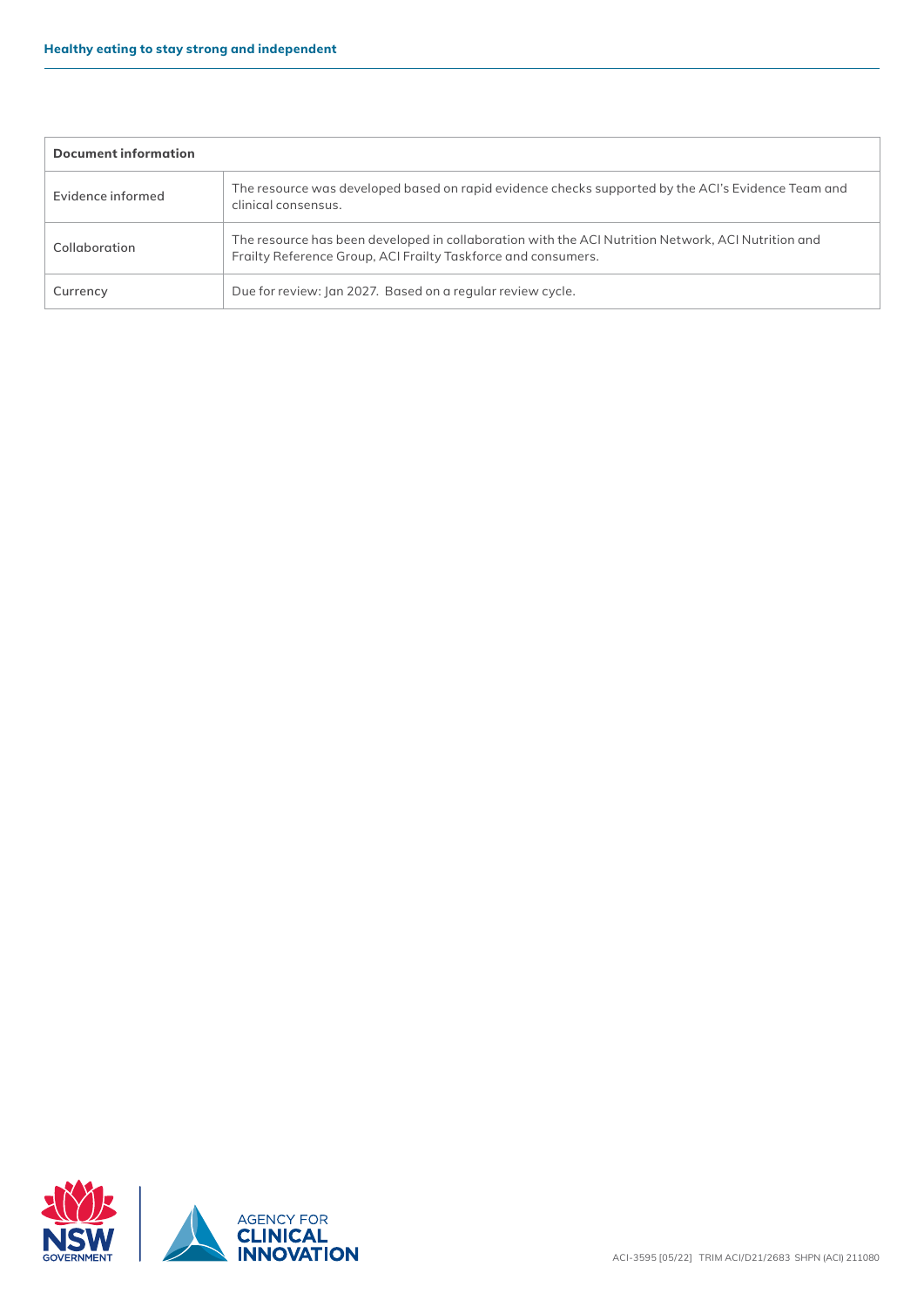| Document information | |
|---|---|
| Evidence informed | The resource was developed based on rapid evidence checks supported by the ACI's Evidence Team and clinical consensus. |
| Collaboration | The resource has been developed in collaboration with the ACI Nutrition Network, ACI Nutrition and Frailty Reference Group, ACI Frailty Taskforce and consumers. |
| Currency | Due for review: Jan 2027. Based on a regular review cycle. |

ACI-3595 [05/22] TRIM ACI/D21/2683 SHPN (ACI) 211080